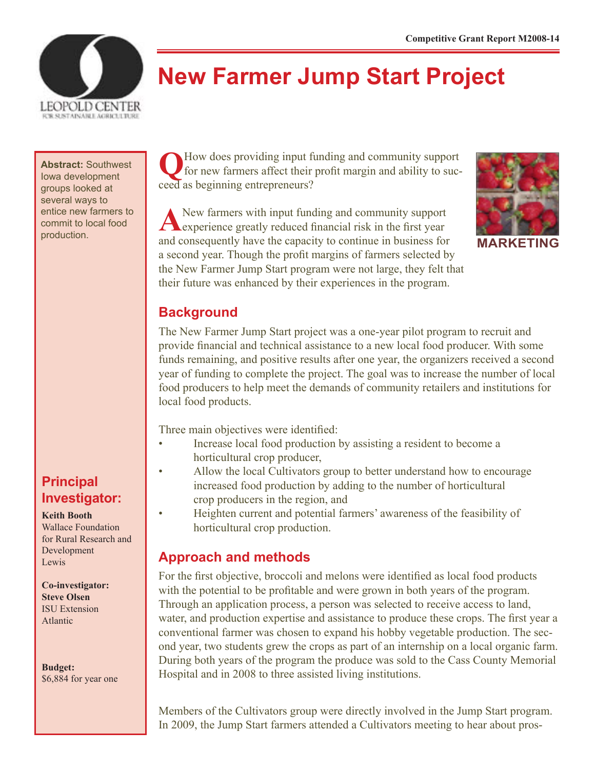Competitive Grant Report M2008-14

# New Farmer Jump Start Project

**Abstract:** Southwest Iowa development groups looked at several ways to entice new farmers to commit to local food production.

**Q** How does providing input funding and community support for new farmers affect their profit margin and ability to succeed as beginning entrepreneurs?

**A** New farmers with input funding and community support experience greatly reduced financial risk in the first year and consequently have the capacity to continue in business for a second year. Though the profit margins of farmers selected by the New Farmer Jump Start program were not large, they felt that their future was enhanced by their experiences in the program.

MARKETING

## Background

The New Farmer Jump Start project was a one-year pilot program to recruit and provide financial and technical assistance to a new local food producer. With some funds remaining, and positive results after one year, the organizers received a second year of funding to complete the project. The goal was to increase the number of local food producers to help meet the demands of community retailers and institutions for local food products.

Three main objectives were identified:

- Increase local food production by assisting a resident to become a horticultural crop producer,
- Allow the local Cultivators group to better understand how to encourage increased food production by adding to the number of horticultural crop producers in the region, and
- Heighten current and potential farmers' awareness of the feasibility of horticultural crop production.

## Approach and methods

For the first objective, broccoli and melons were identified as local food products with the potential to be profitable and were grown in both years of the program. Through an application process, a person was selected to receive access to land, water, and production expertise and assistance to produce these crops. The first year a conventional farmer was chosen to expand his hobby vegetable production. The second year, two students grew the crops as part of an internship on a local organic farm. During both years of the program the produce was sold to the Cass County Memorial Hospital and in 2008 to three assisted living institutions.

Members of the Cultivators group were directly involved in the Jump Start program. In 2009, the Jump Start farmers attended a Cultivators meeting to hear about pros-

## Principal Investigator:

**Keith Booth**
Wallace Foundation for Rural Research and Development
Lewis

**Co-investigator:**
**Steve Olsen**
ISU Extension
Atlantic

**Budget:**
$6,884 for year one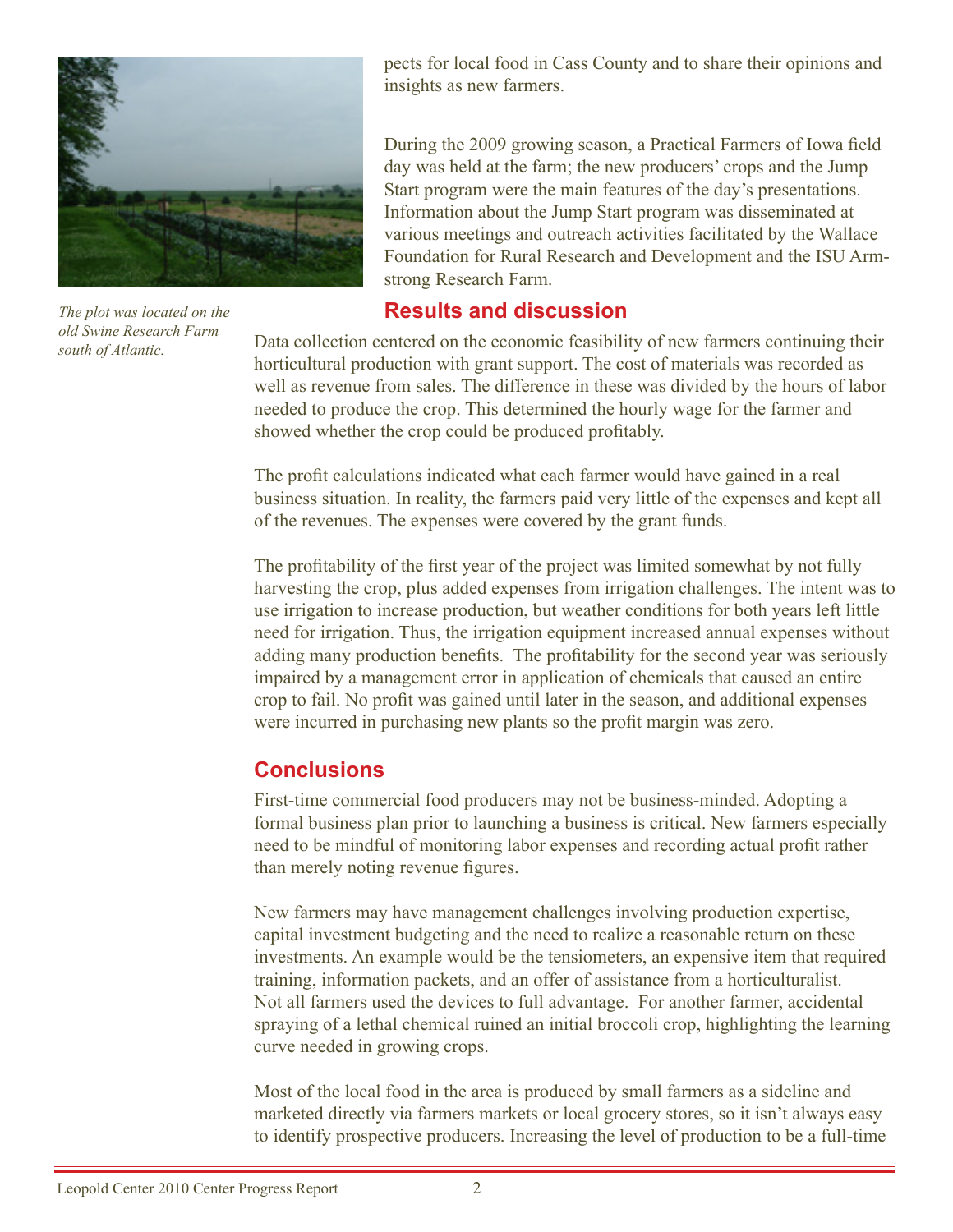pects for local food in Cass County and to share their opinions and insights as new farmers.

During the 2009 growing season, a Practical Farmers of Iowa field day was held at the farm; the new producers' crops and the Jump Start program were the main features of the day's presentations. Information about the Jump Start program was disseminated at various meetings and outreach activities facilitated by the Wallace Foundation for Rural Research and Development and the ISU Armstrong Research Farm.

*The plot was located on the old Swine Research Farm south of Atlantic.*

## Results and discussion

Data collection centered on the economic feasibility of new farmers continuing their horticultural production with grant support. The cost of materials was recorded as well as revenue from sales. The difference in these was divided by the hours of labor needed to produce the crop. This determined the hourly wage for the farmer and showed whether the crop could be produced profitably.

The profit calculations indicated what each farmer would have gained in a real business situation. In reality, the farmers paid very little of the expenses and kept all of the revenues. The expenses were covered by the grant funds.

The profitability of the first year of the project was limited somewhat by not fully harvesting the crop, plus added expenses from irrigation challenges. The intent was to use irrigation to increase production, but weather conditions for both years left little need for irrigation. Thus, the irrigation equipment increased annual expenses without adding many production benefits. The profitability for the second year was seriously impaired by a management error in application of chemicals that caused an entire crop to fail. No profit was gained until later in the season, and additional expenses were incurred in purchasing new plants so the profit margin was zero.

## Conclusions

First-time commercial food producers may not be business-minded. Adopting a formal business plan prior to launching a business is critical. New farmers especially need to be mindful of monitoring labor expenses and recording actual profit rather than merely noting revenue figures.

New farmers may have management challenges involving production expertise, capital investment budgeting and the need to realize a reasonable return on these investments. An example would be the tensiometers, an expensive item that required training, information packets, and an offer of assistance from a horticulturalist. Not all farmers used the devices to full advantage. For another farmer, accidental spraying of a lethal chemical ruined an initial broccoli crop, highlighting the learning curve needed in growing crops.

Most of the local food in the area is produced by small farmers as a sideline and marketed directly via farmers markets or local grocery stores, so it isn't always easy to identify prospective producers. Increasing the level of production to be a full-time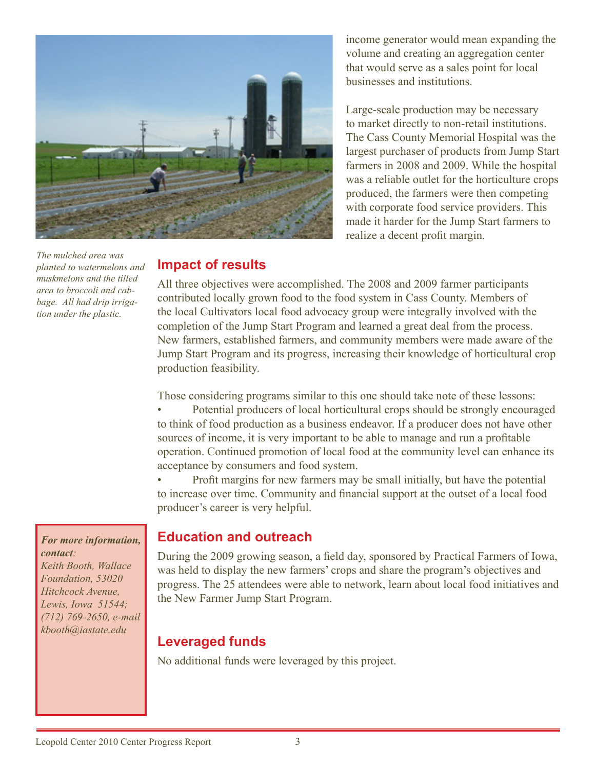*The mulched area was planted to watermelons and muskmelons and the tilled area to broccoli and cabbage. All had drip irrigation under the plastic.*

income generator would mean expanding the volume and creating an aggregation center that would serve as a sales point for local businesses and institutions.

Large-scale production may be necessary to market directly to non-retail institutions. The Cass County Memorial Hospital was the largest purchaser of products from Jump Start farmers in 2008 and 2009. While the hospital was a reliable outlet for the horticulture crops produced, the farmers were then competing with corporate food service providers. This made it harder for the Jump Start farmers to realize a decent profit margin.

## Impact of results

All three objectives were accomplished. The 2008 and 2009 farmer participants contributed locally grown food to the food system in Cass County. Members of the local Cultivators local food advocacy group were integrally involved with the completion of the Jump Start Program and learned a great deal from the process. New farmers, established farmers, and community members were made aware of the Jump Start Program and its progress, increasing their knowledge of horticultural crop production feasibility.

Those considering programs similar to this one should take note of these lessons:

- Potential producers of local horticultural crops should be strongly encouraged to think of food production as a business endeavor. If a producer does not have other sources of income, it is very important to be able to manage and run a profitable operation. Continued promotion of local food at the community level can enhance its acceptance by consumers and food system.
- Profit margins for new farmers may be small initially, but have the potential to increase over time. Community and financial support at the outset of a local food producer's career is very helpful.

## Education and outreach

During the 2009 growing season, a field day, sponsored by Practical Farmers of Iowa, was held to display the new farmers' crops and share the program's objectives and progress. The 25 attendees were able to network, learn about local food initiatives and the New Farmer Jump Start Program.

## Leveraged funds

No additional funds were leveraged by this project.

***For more information, contact**:*
*Keith Booth, Wallace Foundation, 53020 Hitchcock Avenue, Lewis, Iowa 51544; (712) 769-2650, e-mail kbooth@iastate.edu*